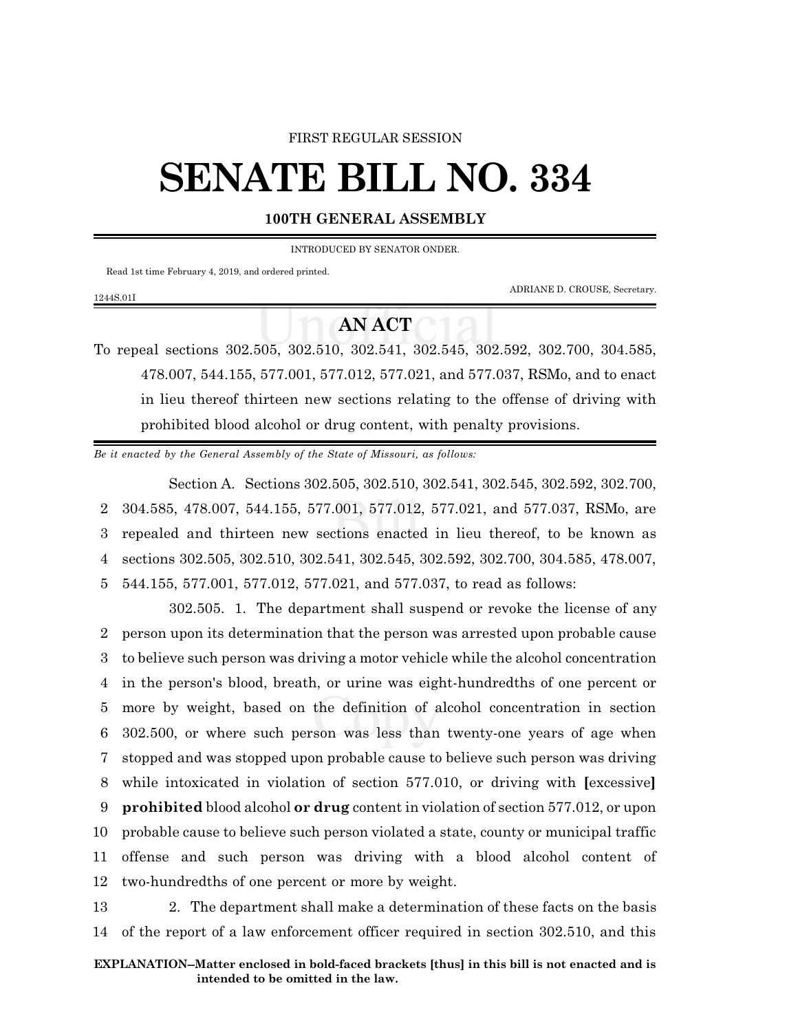FIRST REGULAR SESSION

# SENATE BILL NO. 334

**100TH GENERAL ASSEMBLY**

INTRODUCED BY SENATOR ONDER.

Read 1st time February 4, 2019, and ordered printed.

ADRIANE D. CROUSE, Secretary.

1244S.01I

## AN ACT

To repeal sections 302.505, 302.510, 302.541, 302.545, 302.592, 302.700, 304.585, 478.007, 544.155, 577.001, 577.012, 577.021, and 577.037, RSMo, and to enact in lieu thereof thirteen new sections relating to the offense of driving with prohibited blood alcohol or drug content, with penalty provisions.

*Be it enacted by the General Assembly of the State of Missouri, as follows:*

Section A. Sections 302.505, 302.510, 302.541, 302.545, 302.592, 302.700, 304.585, 478.007, 544.155, 577.001, 577.012, 577.021, and 577.037, RSMo, are repealed and thirteen new sections enacted in lieu thereof, to be known as sections 302.505, 302.510, 302.541, 302.545, 302.592, 302.700, 304.585, 478.007, 544.155, 577.001, 577.012, 577.021, and 577.037, to read as follows:

302.505. 1. The department shall suspend or revoke the license of any person upon its determination that the person was arrested upon probable cause to believe such person was driving a motor vehicle while the alcohol concentration in the person's blood, breath, or urine was eight-hundredths of one percent or more by weight, based on the definition of alcohol concentration in section 302.500, or where such person was less than twenty-one years of age when stopped and was stopped upon probable cause to believe such person was driving while intoxicated in violation of section 577.010, or driving with **[**excessive**]** **prohibited** blood alcohol **or drug** content in violation of section 577.012, or upon probable cause to believe such person violated a state, county or municipal traffic offense and such person was driving with a blood alcohol content of two-hundredths of one percent or more by weight.

2. The department shall make a determination of these facts on the basis of the report of a law enforcement officer required in section 302.510, and this

**EXPLANATION–Matter enclosed in bold-faced brackets [thus] in this bill is not enacted and is intended to be omitted in the law.**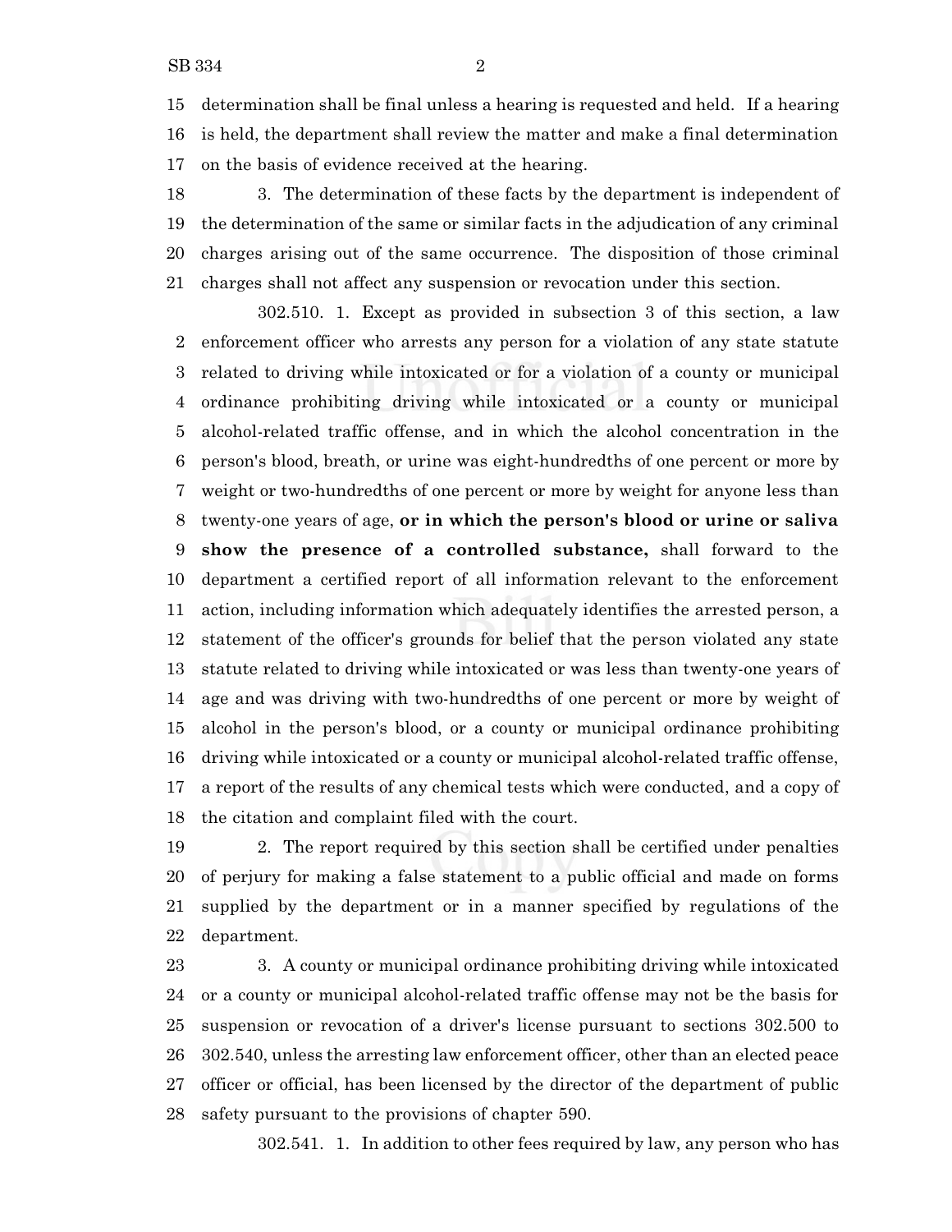determination shall be final unless a hearing is requested and held. If a hearing is held, the department shall review the matter and make a final determination on the basis of evidence received at the hearing.

3. The determination of these facts by the department is independent of the determination of the same or similar facts in the adjudication of any criminal charges arising out of the same occurrence. The disposition of those criminal charges shall not affect any suspension or revocation under this section.

302.510. 1. Except as provided in subsection 3 of this section, a law enforcement officer who arrests any person for a violation of any state statute related to driving while intoxicated or for a violation of a county or municipal ordinance prohibiting driving while intoxicated or a county or municipal alcohol-related traffic offense, and in which the alcohol concentration in the person's blood, breath, or urine was eight-hundredths of one percent or more by weight or two-hundredths of one percent or more by weight for anyone less than twenty-one years of age, **or in which the person's blood or urine or saliva show the presence of a controlled substance,** shall forward to the department a certified report of all information relevant to the enforcement action, including information which adequately identifies the arrested person, a statement of the officer's grounds for belief that the person violated any state statute related to driving while intoxicated or was less than twenty-one years of age and was driving with two-hundredths of one percent or more by weight of alcohol in the person's blood, or a county or municipal ordinance prohibiting driving while intoxicated or a county or municipal alcohol-related traffic offense, a report of the results of any chemical tests which were conducted, and a copy of the citation and complaint filed with the court.

2. The report required by this section shall be certified under penalties of perjury for making a false statement to a public official and made on forms supplied by the department or in a manner specified by regulations of the department.

3. A county or municipal ordinance prohibiting driving while intoxicated or a county or municipal alcohol-related traffic offense may not be the basis for suspension or revocation of a driver's license pursuant to sections 302.500 to 302.540, unless the arresting law enforcement officer, other than an elected peace officer or official, has been licensed by the director of the department of public safety pursuant to the provisions of chapter 590.

302.541. 1. In addition to other fees required by law, any person who has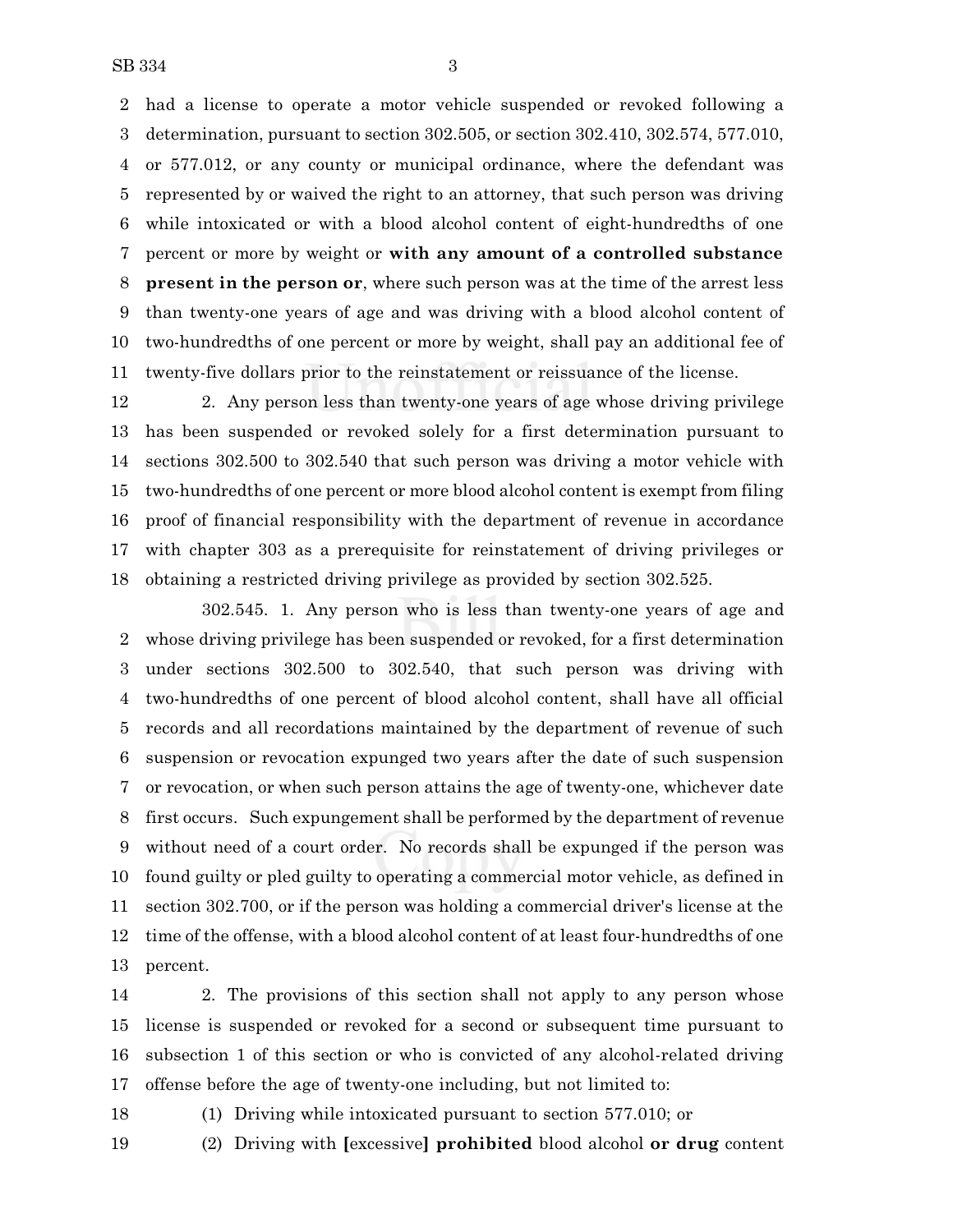had a license to operate a motor vehicle suspended or revoked following a determination, pursuant to section 302.505, or section 302.410, 302.574, 577.010, or 577.012, or any county or municipal ordinance, where the defendant was represented by or waived the right to an attorney, that such person was driving while intoxicated or with a blood alcohol content of eight-hundredths of one percent or more by weight or **with any amount of a controlled substance present in the person or**, where such person was at the time of the arrest less than twenty-one years of age and was driving with a blood alcohol content of two-hundredths of one percent or more by weight, shall pay an additional fee of twenty-five dollars prior to the reinstatement or reissuance of the license.

2. Any person less than twenty-one years of age whose driving privilege has been suspended or revoked solely for a first determination pursuant to sections 302.500 to 302.540 that such person was driving a motor vehicle with two-hundredths of one percent or more blood alcohol content is exempt from filing proof of financial responsibility with the department of revenue in accordance with chapter 303 as a prerequisite for reinstatement of driving privileges or obtaining a restricted driving privilege as provided by section 302.525.

302.545. 1. Any person who is less than twenty-one years of age and whose driving privilege has been suspended or revoked, for a first determination under sections 302.500 to 302.540, that such person was driving with two-hundredths of one percent of blood alcohol content, shall have all official records and all recordations maintained by the department of revenue of such suspension or revocation expunged two years after the date of such suspension or revocation, or when such person attains the age of twenty-one, whichever date first occurs. Such expungement shall be performed by the department of revenue without need of a court order. No records shall be expunged if the person was found guilty or pled guilty to operating a commercial motor vehicle, as defined in section 302.700, or if the person was holding a commercial driver's license at the time of the offense, with a blood alcohol content of at least four-hundredths of one percent.

2. The provisions of this section shall not apply to any person whose license is suspended or revoked for a second or subsequent time pursuant to subsection 1 of this section or who is convicted of any alcohol-related driving offense before the age of twenty-one including, but not limited to:

(1) Driving while intoxicated pursuant to section 577.010; or

(2) Driving with **[**excessive**] prohibited** blood alcohol **or drug** content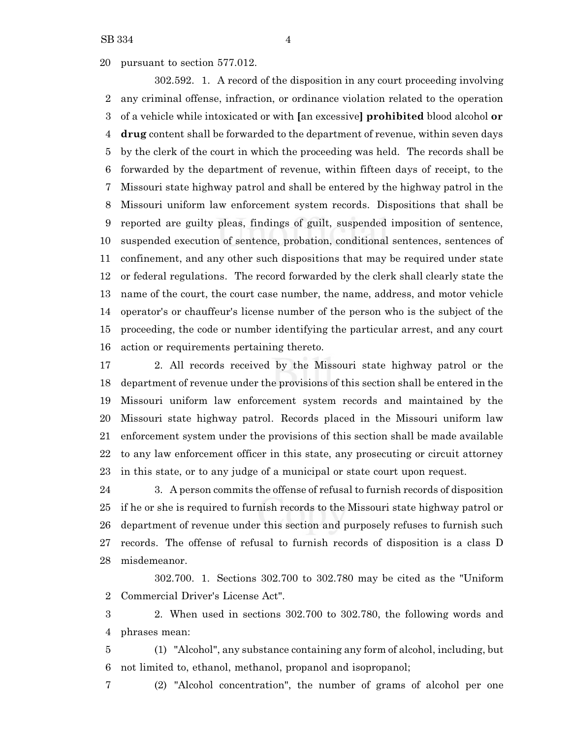pursuant to section 577.012.

302.592. 1. A record of the disposition in any court proceeding involving any criminal offense, infraction, or ordinance violation related to the operation of a vehicle while intoxicated or with **[**an excessive**]** **prohibited** blood alcohol **or drug** content shall be forwarded to the department of revenue, within seven days by the clerk of the court in which the proceeding was held. The records shall be forwarded by the department of revenue, within fifteen days of receipt, to the Missouri state highway patrol and shall be entered by the highway patrol in the Missouri uniform law enforcement system records. Dispositions that shall be reported are guilty pleas, findings of guilt, suspended imposition of sentence, suspended execution of sentence, probation, conditional sentences, sentences of confinement, and any other such dispositions that may be required under state or federal regulations. The record forwarded by the clerk shall clearly state the name of the court, the court case number, the name, address, and motor vehicle operator's or chauffeur's license number of the person who is the subject of the proceeding, the code or number identifying the particular arrest, and any court action or requirements pertaining thereto.

2. All records received by the Missouri state highway patrol or the department of revenue under the provisions of this section shall be entered in the Missouri uniform law enforcement system records and maintained by the Missouri state highway patrol. Records placed in the Missouri uniform law enforcement system under the provisions of this section shall be made available to any law enforcement officer in this state, any prosecuting or circuit attorney in this state, or to any judge of a municipal or state court upon request.

3. A person commits the offense of refusal to furnish records of disposition if he or she is required to furnish records to the Missouri state highway patrol or department of revenue under this section and purposely refuses to furnish such records. The offense of refusal to furnish records of disposition is a class D misdemeanor.

302.700. 1. Sections 302.700 to 302.780 may be cited as the "Uniform Commercial Driver's License Act".

2. When used in sections 302.700 to 302.780, the following words and phrases mean:

(1) "Alcohol", any substance containing any form of alcohol, including, but not limited to, ethanol, methanol, propanol and isopropanol;

(2) "Alcohol concentration", the number of grams of alcohol per one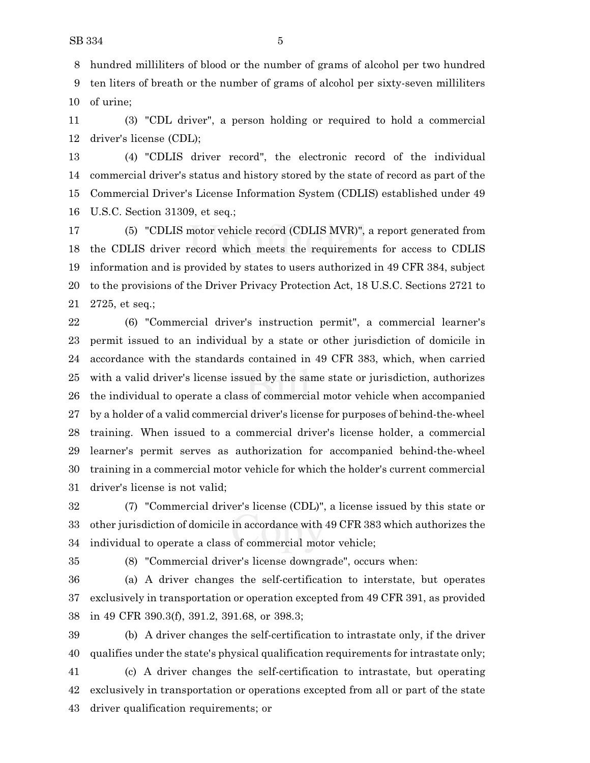hundred milliliters of blood or the number of grams of alcohol per two hundred ten liters of breath or the number of grams of alcohol per sixty-seven milliliters of urine;

(3) "CDL driver", a person holding or required to hold a commercial driver's license (CDL);

(4) "CDLIS driver record", the electronic record of the individual commercial driver's status and history stored by the state of record as part of the Commercial Driver's License Information System (CDLIS) established under 49 U.S.C. Section 31309, et seq.;

(5) "CDLIS motor vehicle record (CDLIS MVR)", a report generated from the CDLIS driver record which meets the requirements for access to CDLIS information and is provided by states to users authorized in 49 CFR 384, subject to the provisions of the Driver Privacy Protection Act, 18 U.S.C. Sections 2721 to 2725, et seq.;

(6) "Commercial driver's instruction permit", a commercial learner's permit issued to an individual by a state or other jurisdiction of domicile in accordance with the standards contained in 49 CFR 383, which, when carried with a valid driver's license issued by the same state or jurisdiction, authorizes the individual to operate a class of commercial motor vehicle when accompanied by a holder of a valid commercial driver's license for purposes of behind-the-wheel training. When issued to a commercial driver's license holder, a commercial learner's permit serves as authorization for accompanied behind-the-wheel training in a commercial motor vehicle for which the holder's current commercial driver's license is not valid;

(7) "Commercial driver's license (CDL)", a license issued by this state or other jurisdiction of domicile in accordance with 49 CFR 383 which authorizes the individual to operate a class of commercial motor vehicle;

(8) "Commercial driver's license downgrade", occurs when:

(a) A driver changes the self-certification to interstate, but operates exclusively in transportation or operation excepted from 49 CFR 391, as provided in 49 CFR 390.3(f), 391.2, 391.68, or 398.3;

(b) A driver changes the self-certification to intrastate only, if the driver qualifies under the state's physical qualification requirements for intrastate only;

(c) A driver changes the self-certification to intrastate, but operating exclusively in transportation or operations excepted from all or part of the state driver qualification requirements; or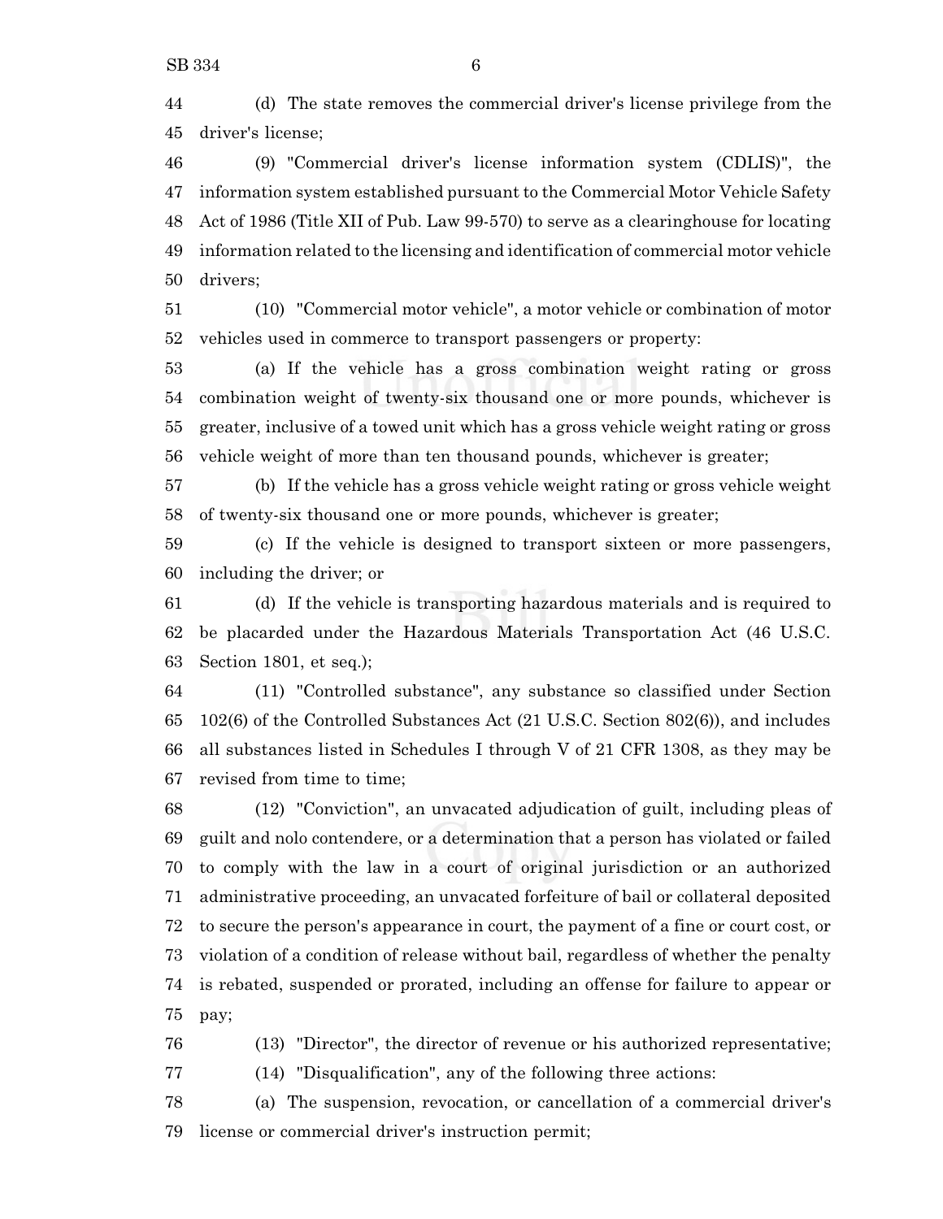(d) The state removes the commercial driver's license privilege from the driver's license;

(9) "Commercial driver's license information system (CDLIS)", the information system established pursuant to the Commercial Motor Vehicle Safety Act of 1986 (Title XII of Pub. Law 99-570) to serve as a clearinghouse for locating information related to the licensing and identification of commercial motor vehicle drivers;

(10) "Commercial motor vehicle", a motor vehicle or combination of motor vehicles used in commerce to transport passengers or property:

(a) If the vehicle has a gross combination weight rating or gross combination weight of twenty-six thousand one or more pounds, whichever is greater, inclusive of a towed unit which has a gross vehicle weight rating or gross vehicle weight of more than ten thousand pounds, whichever is greater;

(b) If the vehicle has a gross vehicle weight rating or gross vehicle weight of twenty-six thousand one or more pounds, whichever is greater;

(c) If the vehicle is designed to transport sixteen or more passengers, including the driver; or

(d) If the vehicle is transporting hazardous materials and is required to be placarded under the Hazardous Materials Transportation Act (46 U.S.C. Section 1801, et seq.);

(11) "Controlled substance", any substance so classified under Section 102(6) of the Controlled Substances Act (21 U.S.C. Section 802(6)), and includes all substances listed in Schedules I through V of 21 CFR 1308, as they may be revised from time to time;

(12) "Conviction", an unvacated adjudication of guilt, including pleas of guilt and nolo contendere, or a determination that a person has violated or failed to comply with the law in a court of original jurisdiction or an authorized administrative proceeding, an unvacated forfeiture of bail or collateral deposited to secure the person's appearance in court, the payment of a fine or court cost, or violation of a condition of release without bail, regardless of whether the penalty is rebated, suspended or prorated, including an offense for failure to appear or pay;

(13) "Director", the director of revenue or his authorized representative;

(14) "Disqualification", any of the following three actions:

(a) The suspension, revocation, or cancellation of a commercial driver's license or commercial driver's instruction permit;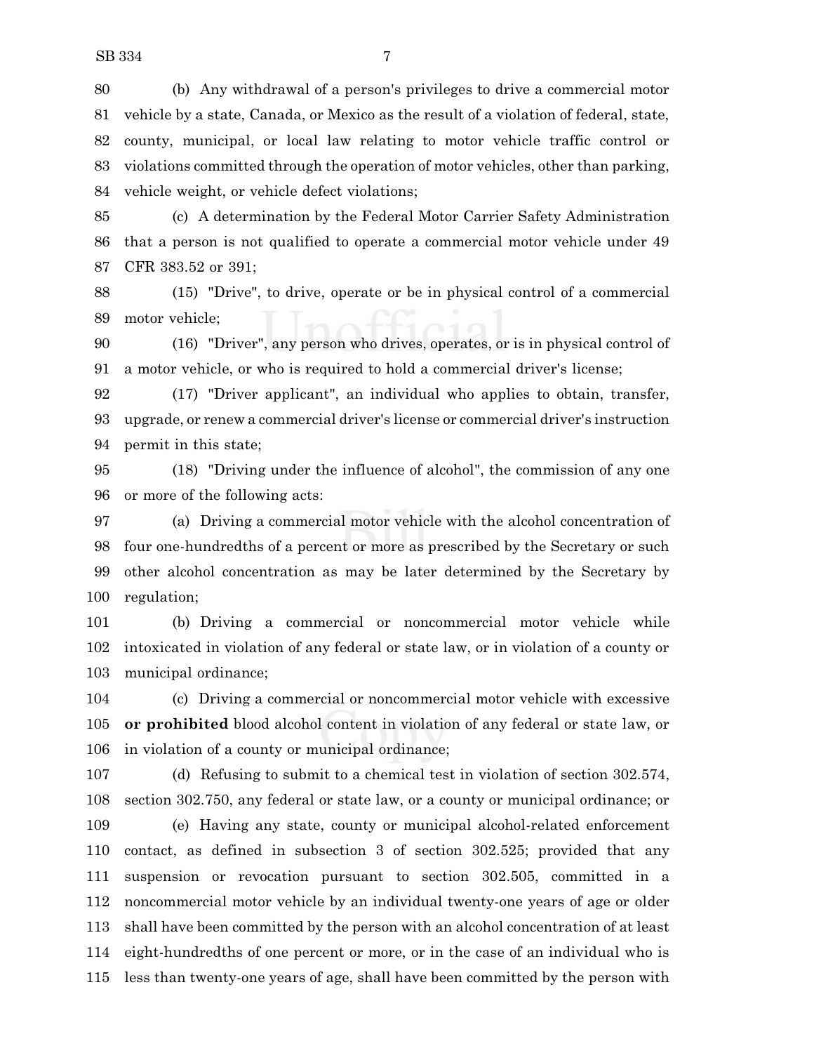(b) Any withdrawal of a person's privileges to drive a commercial motor vehicle by a state, Canada, or Mexico as the result of a violation of federal, state, county, municipal, or local law relating to motor vehicle traffic control or violations committed through the operation of motor vehicles, other than parking, vehicle weight, or vehicle defect violations;

(c) A determination by the Federal Motor Carrier Safety Administration that a person is not qualified to operate a commercial motor vehicle under 49 CFR 383.52 or 391;

(15) "Drive", to drive, operate or be in physical control of a commercial motor vehicle;

(16) "Driver", any person who drives, operates, or is in physical control of a motor vehicle, or who is required to hold a commercial driver's license;

(17) "Driver applicant", an individual who applies to obtain, transfer, upgrade, or renew a commercial driver's license or commercial driver's instruction permit in this state;

(18) "Driving under the influence of alcohol", the commission of any one or more of the following acts:

(a) Driving a commercial motor vehicle with the alcohol concentration of four one-hundredths of a percent or more as prescribed by the Secretary or such other alcohol concentration as may be later determined by the Secretary by regulation;

(b) Driving a commercial or noncommercial motor vehicle while intoxicated in violation of any federal or state law, or in violation of a county or municipal ordinance;

(c) Driving a commercial or noncommercial motor vehicle with excessive **or prohibited** blood alcohol content in violation of any federal or state law, or in violation of a county or municipal ordinance;

(d) Refusing to submit to a chemical test in violation of section 302.574, section 302.750, any federal or state law, or a county or municipal ordinance; or

(e) Having any state, county or municipal alcohol-related enforcement contact, as defined in subsection 3 of section 302.525; provided that any suspension or revocation pursuant to section 302.505, committed in a noncommercial motor vehicle by an individual twenty-one years of age or older shall have been committed by the person with an alcohol concentration of at least eight-hundredths of one percent or more, or in the case of an individual who is less than twenty-one years of age, shall have been committed by the person with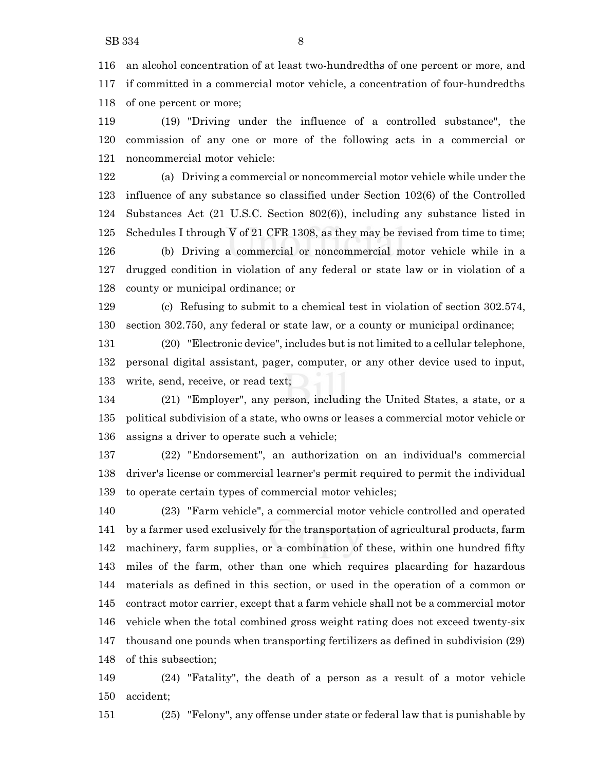116 an alcohol concentration of at least two-hundredths of one percent or more, and
117 if committed in a commercial motor vehicle, a concentration of four-hundredths
118 of one percent or more;

119 (19) "Driving under the influence of a controlled substance", the
120 commission of any one or more of the following acts in a commercial or
121 noncommercial motor vehicle:

122 (a) Driving a commercial or noncommercial motor vehicle while under the
123 influence of any substance so classified under Section 102(6) of the Controlled
124 Substances Act (21 U.S.C. Section 802(6)), including any substance listed in
125 Schedules I through V of 21 CFR 1308, as they may be revised from time to time;

126 (b) Driving a commercial or noncommercial motor vehicle while in a
127 drugged condition in violation of any federal or state law or in violation of a
128 county or municipal ordinance; or

129 (c) Refusing to submit to a chemical test in violation of section 302.574,
130 section 302.750, any federal or state law, or a county or municipal ordinance;

131 (20) "Electronic device", includes but is not limited to a cellular telephone,
132 personal digital assistant, pager, computer, or any other device used to input,
133 write, send, receive, or read text;

134 (21) "Employer", any person, including the United States, a state, or a
135 political subdivision of a state, who owns or leases a commercial motor vehicle or
136 assigns a driver to operate such a vehicle;

137 (22) "Endorsement", an authorization on an individual's commercial
138 driver's license or commercial learner's permit required to permit the individual
139 to operate certain types of commercial motor vehicles;

140 (23) "Farm vehicle", a commercial motor vehicle controlled and operated
141 by a farmer used exclusively for the transportation of agricultural products, farm
142 machinery, farm supplies, or a combination of these, within one hundred fifty
143 miles of the farm, other than one which requires placarding for hazardous
144 materials as defined in this section, or used in the operation of a common or
145 contract motor carrier, except that a farm vehicle shall not be a commercial motor
146 vehicle when the total combined gross weight rating does not exceed twenty-six
147 thousand one pounds when transporting fertilizers as defined in subdivision (29)
148 of this subsection;

149 (24) "Fatality", the death of a person as a result of a motor vehicle
150 accident;

151 (25) "Felony", any offense under state or federal law that is punishable by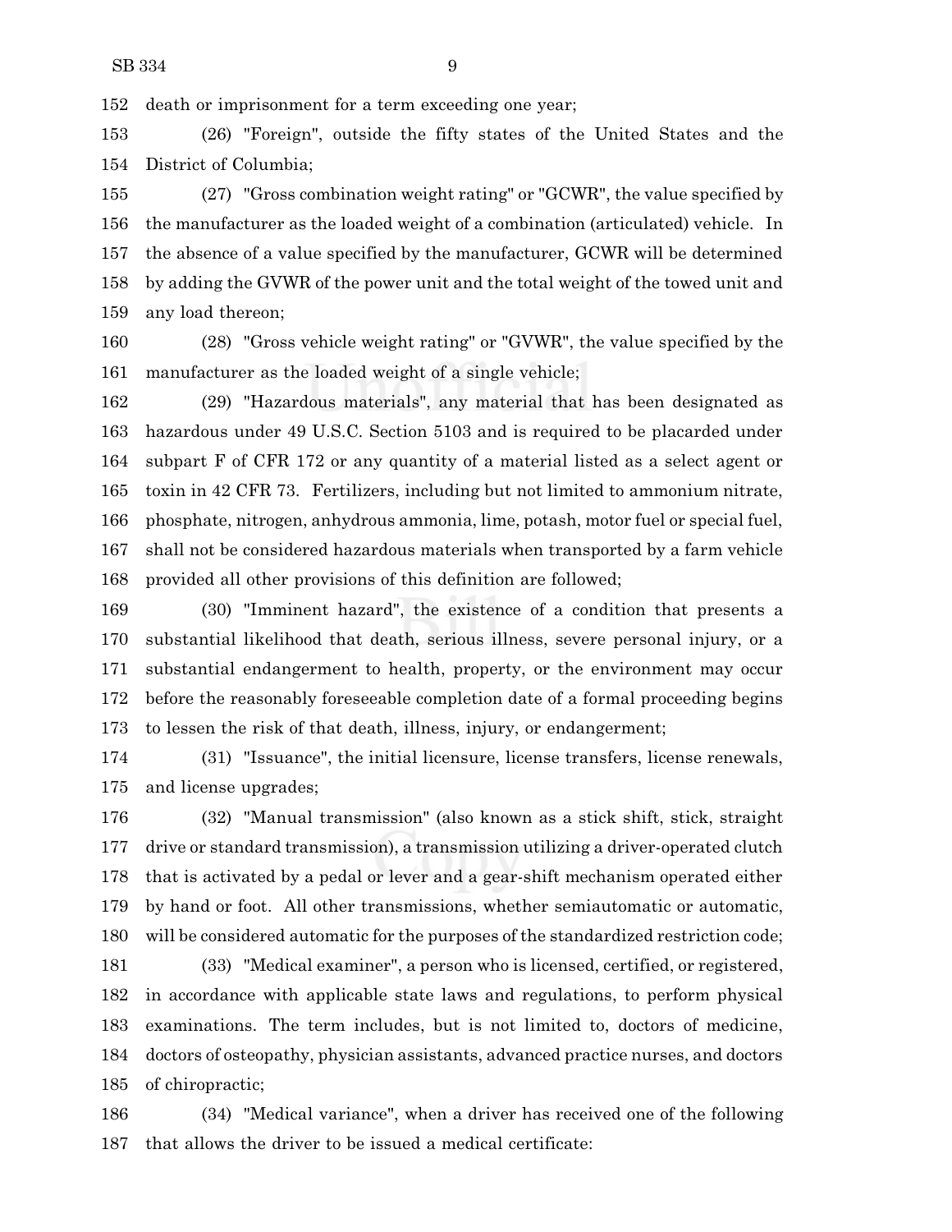death or imprisonment for a term exceeding one year;

(26) "Foreign", outside the fifty states of the United States and the District of Columbia;

(27) "Gross combination weight rating" or "GCWR", the value specified by the manufacturer as the loaded weight of a combination (articulated) vehicle. In the absence of a value specified by the manufacturer, GCWR will be determined by adding the GVWR of the power unit and the total weight of the towed unit and any load thereon;

(28) "Gross vehicle weight rating" or "GVWR", the value specified by the manufacturer as the loaded weight of a single vehicle;

(29) "Hazardous materials", any material that has been designated as hazardous under 49 U.S.C. Section 5103 and is required to be placarded under subpart F of CFR 172 or any quantity of a material listed as a select agent or toxin in 42 CFR 73. Fertilizers, including but not limited to ammonium nitrate, phosphate, nitrogen, anhydrous ammonia, lime, potash, motor fuel or special fuel, shall not be considered hazardous materials when transported by a farm vehicle provided all other provisions of this definition are followed;

(30) "Imminent hazard", the existence of a condition that presents a substantial likelihood that death, serious illness, severe personal injury, or a substantial endangerment to health, property, or the environment may occur before the reasonably foreseeable completion date of a formal proceeding begins to lessen the risk of that death, illness, injury, or endangerment;

(31) "Issuance", the initial licensure, license transfers, license renewals, and license upgrades;

(32) "Manual transmission" (also known as a stick shift, stick, straight drive or standard transmission), a transmission utilizing a driver-operated clutch that is activated by a pedal or lever and a gear-shift mechanism operated either by hand or foot. All other transmissions, whether semiautomatic or automatic, will be considered automatic for the purposes of the standardized restriction code;

(33) "Medical examiner", a person who is licensed, certified, or registered, in accordance with applicable state laws and regulations, to perform physical examinations. The term includes, but is not limited to, doctors of medicine, doctors of osteopathy, physician assistants, advanced practice nurses, and doctors of chiropractic;

(34) "Medical variance", when a driver has received one of the following that allows the driver to be issued a medical certificate: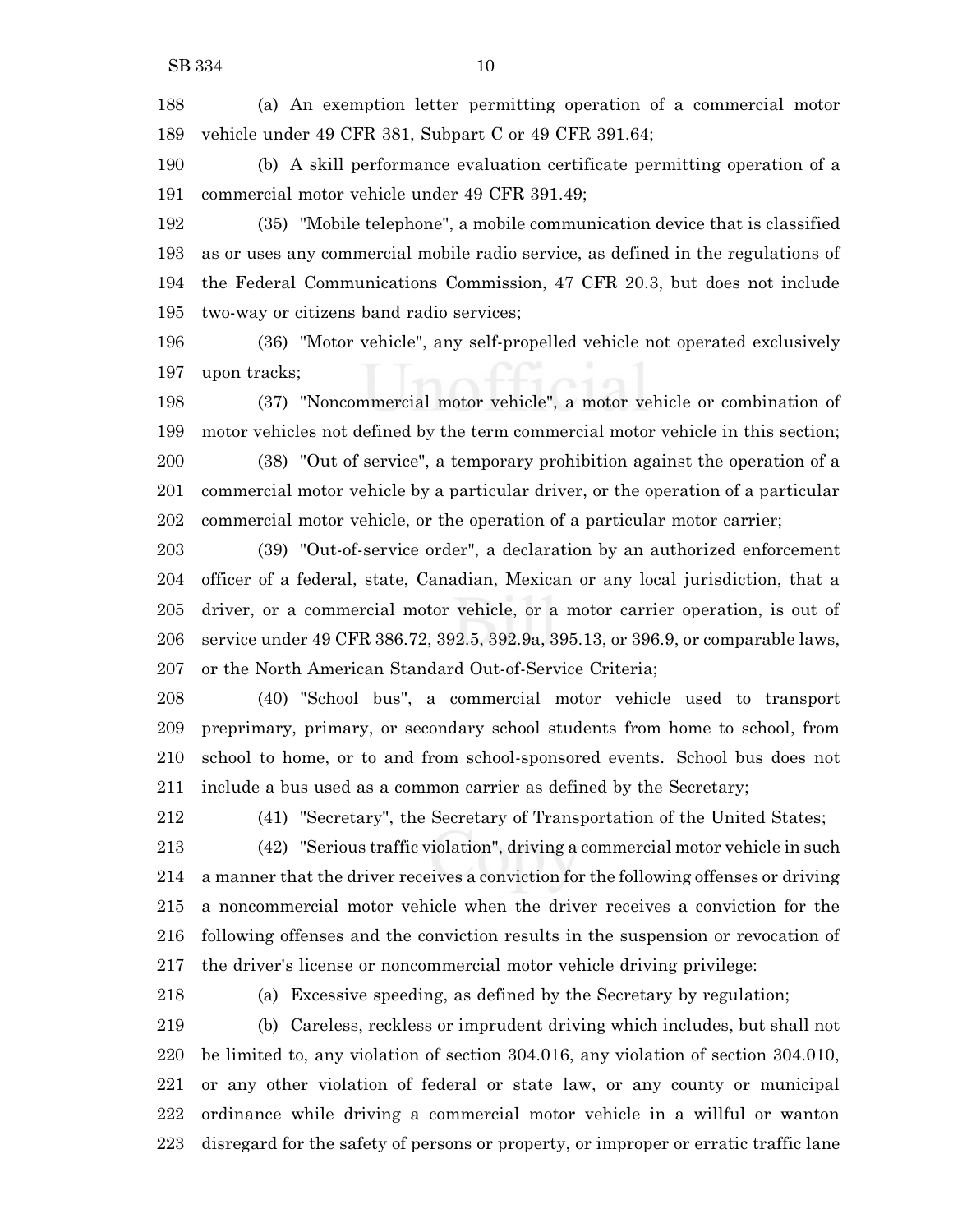(a) An exemption letter permitting operation of a commercial motor vehicle under 49 CFR 381, Subpart C or 49 CFR 391.64;

(b) A skill performance evaluation certificate permitting operation of a commercial motor vehicle under 49 CFR 391.49;

(35) "Mobile telephone", a mobile communication device that is classified as or uses any commercial mobile radio service, as defined in the regulations of the Federal Communications Commission, 47 CFR 20.3, but does not include two-way or citizens band radio services;

(36) "Motor vehicle", any self-propelled vehicle not operated exclusively upon tracks;

(37) "Noncommercial motor vehicle", a motor vehicle or combination of motor vehicles not defined by the term commercial motor vehicle in this section;

(38) "Out of service", a temporary prohibition against the operation of a commercial motor vehicle by a particular driver, or the operation of a particular commercial motor vehicle, or the operation of a particular motor carrier;

(39) "Out-of-service order", a declaration by an authorized enforcement officer of a federal, state, Canadian, Mexican or any local jurisdiction, that a driver, or a commercial motor vehicle, or a motor carrier operation, is out of service under 49 CFR 386.72, 392.5, 392.9a, 395.13, or 396.9, or comparable laws, or the North American Standard Out-of-Service Criteria;

(40) "School bus", a commercial motor vehicle used to transport preprimary, primary, or secondary school students from home to school, from school to home, or to and from school-sponsored events. School bus does not include a bus used as a common carrier as defined by the Secretary;

(41) "Secretary", the Secretary of Transportation of the United States;

(42) "Serious traffic violation", driving a commercial motor vehicle in such a manner that the driver receives a conviction for the following offenses or driving a noncommercial motor vehicle when the driver receives a conviction for the following offenses and the conviction results in the suspension or revocation of the driver's license or noncommercial motor vehicle driving privilege:

(a) Excessive speeding, as defined by the Secretary by regulation;

(b) Careless, reckless or imprudent driving which includes, but shall not be limited to, any violation of section 304.016, any violation of section 304.010, or any other violation of federal or state law, or any county or municipal ordinance while driving a commercial motor vehicle in a willful or wanton disregard for the safety of persons or property, or improper or erratic traffic lane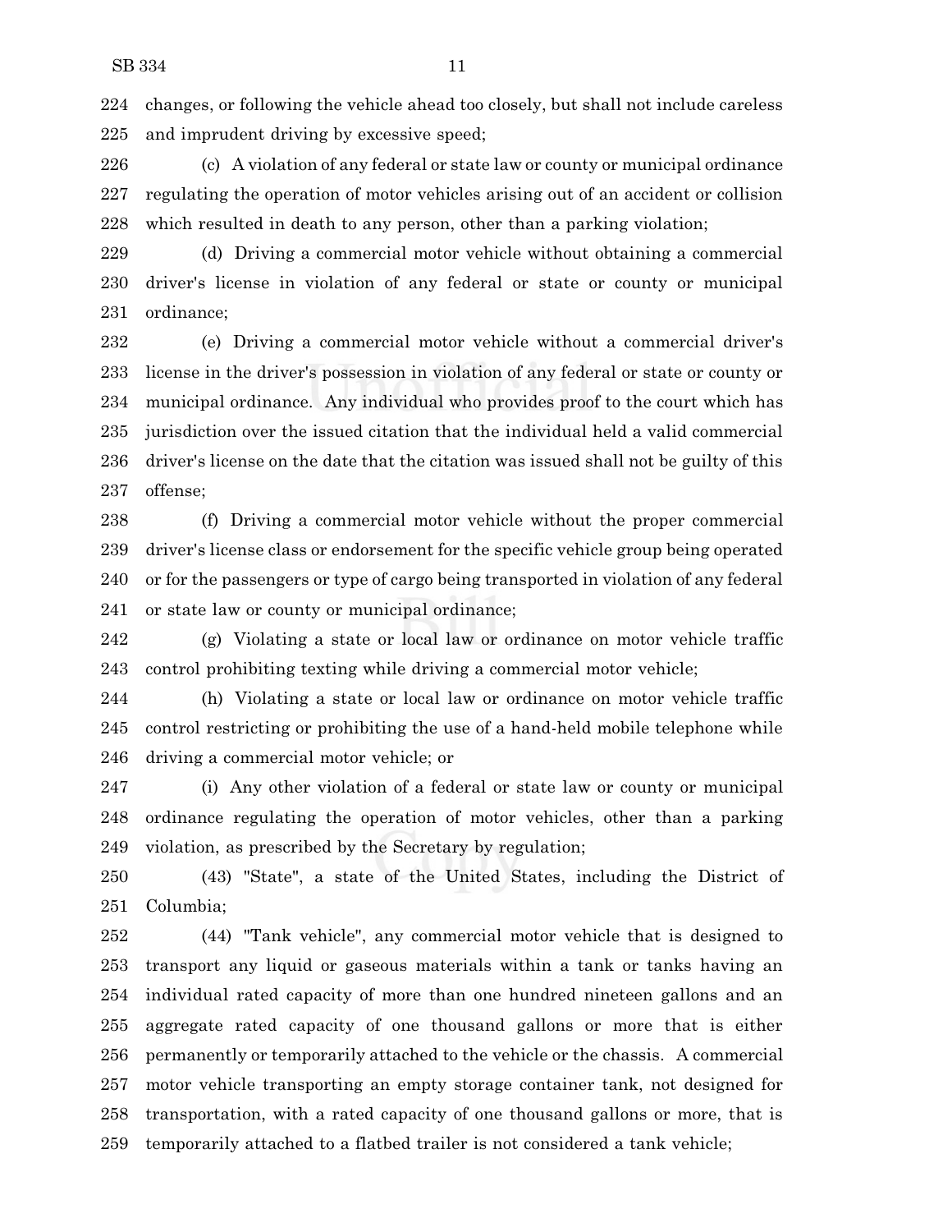changes, or following the vehicle ahead too closely, but shall not include careless and imprudent driving by excessive speed;

(c) A violation of any federal or state law or county or municipal ordinance regulating the operation of motor vehicles arising out of an accident or collision which resulted in death to any person, other than a parking violation;

(d) Driving a commercial motor vehicle without obtaining a commercial driver's license in violation of any federal or state or county or municipal ordinance;

(e) Driving a commercial motor vehicle without a commercial driver's license in the driver's possession in violation of any federal or state or county or municipal ordinance. Any individual who provides proof to the court which has jurisdiction over the issued citation that the individual held a valid commercial driver's license on the date that the citation was issued shall not be guilty of this offense;

(f) Driving a commercial motor vehicle without the proper commercial driver's license class or endorsement for the specific vehicle group being operated or for the passengers or type of cargo being transported in violation of any federal or state law or county or municipal ordinance;

(g) Violating a state or local law or ordinance on motor vehicle traffic control prohibiting texting while driving a commercial motor vehicle;

(h) Violating a state or local law or ordinance on motor vehicle traffic control restricting or prohibiting the use of a hand-held mobile telephone while driving a commercial motor vehicle; or

(i) Any other violation of a federal or state law or county or municipal ordinance regulating the operation of motor vehicles, other than a parking violation, as prescribed by the Secretary by regulation;

(43) "State", a state of the United States, including the District of Columbia;

(44) "Tank vehicle", any commercial motor vehicle that is designed to transport any liquid or gaseous materials within a tank or tanks having an individual rated capacity of more than one hundred nineteen gallons and an aggregate rated capacity of one thousand gallons or more that is either permanently or temporarily attached to the vehicle or the chassis. A commercial motor vehicle transporting an empty storage container tank, not designed for transportation, with a rated capacity of one thousand gallons or more, that is temporarily attached to a flatbed trailer is not considered a tank vehicle;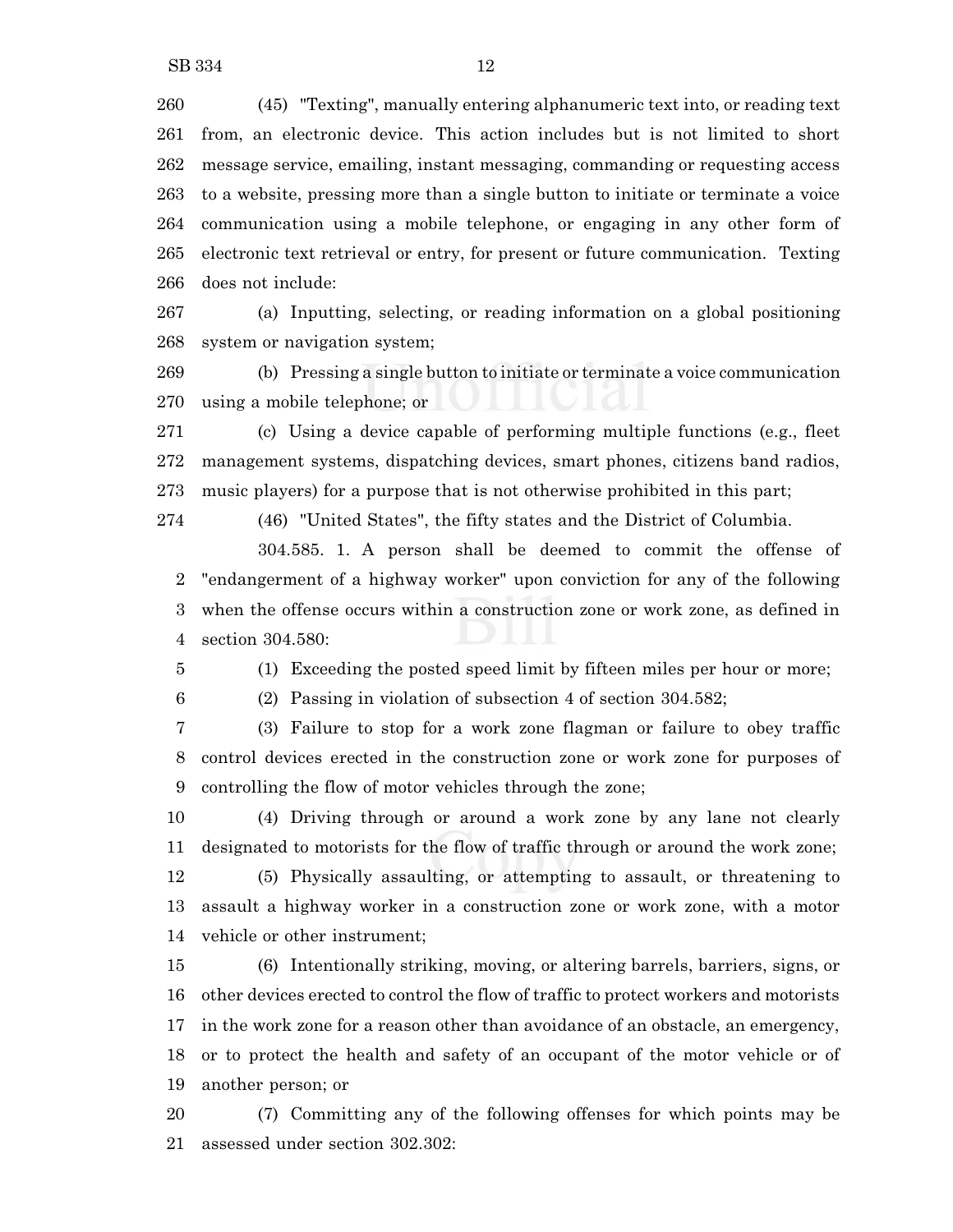(45) "Texting", manually entering alphanumeric text into, or reading text from, an electronic device. This action includes but is not limited to short message service, emailing, instant messaging, commanding or requesting access to a website, pressing more than a single button to initiate or terminate a voice communication using a mobile telephone, or engaging in any other form of electronic text retrieval or entry, for present or future communication. Texting does not include:

(a) Inputting, selecting, or reading information on a global positioning system or navigation system;

(b) Pressing a single button to initiate or terminate a voice communication using a mobile telephone; or

(c) Using a device capable of performing multiple functions (e.g., fleet management systems, dispatching devices, smart phones, citizens band radios, music players) for a purpose that is not otherwise prohibited in this part;

(46) "United States", the fifty states and the District of Columbia.

304.585. 1. A person shall be deemed to commit the offense of "endangerment of a highway worker" upon conviction for any of the following when the offense occurs within a construction zone or work zone, as defined in section 304.580:

(1) Exceeding the posted speed limit by fifteen miles per hour or more;

(2) Passing in violation of subsection 4 of section 304.582;

(3) Failure to stop for a work zone flagman or failure to obey traffic control devices erected in the construction zone or work zone for purposes of controlling the flow of motor vehicles through the zone;

(4) Driving through or around a work zone by any lane not clearly designated to motorists for the flow of traffic through or around the work zone;

(5) Physically assaulting, or attempting to assault, or threatening to assault a highway worker in a construction zone or work zone, with a motor vehicle or other instrument;

(6) Intentionally striking, moving, or altering barrels, barriers, signs, or other devices erected to control the flow of traffic to protect workers and motorists in the work zone for a reason other than avoidance of an obstacle, an emergency, or to protect the health and safety of an occupant of the motor vehicle or of another person; or

(7) Committing any of the following offenses for which points may be assessed under section 302.302: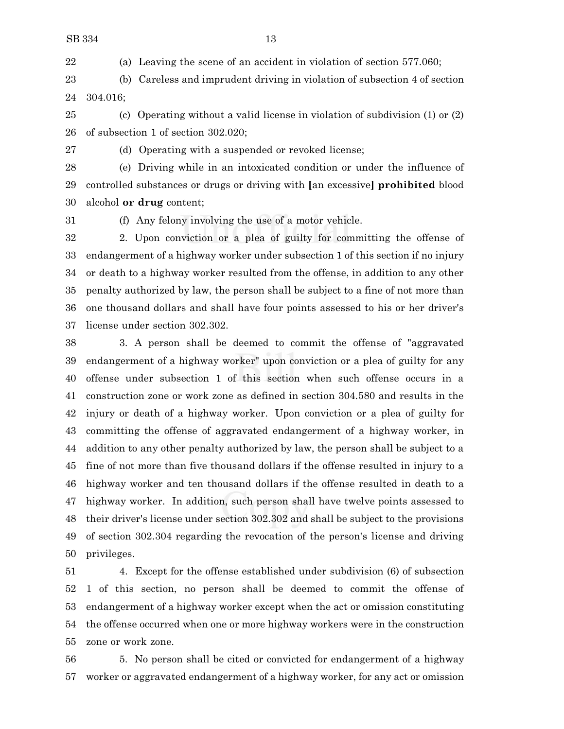(a) Leaving the scene of an accident in violation of section 577.060;

(b) Careless and imprudent driving in violation of subsection 4 of section 304.016;

(c) Operating without a valid license in violation of subdivision (1) or (2) of subsection 1 of section 302.020;

(d) Operating with a suspended or revoked license;

(e) Driving while in an intoxicated condition or under the influence of controlled substances or drugs or driving with [an excessive] **prohibited** blood alcohol **or drug** content;

(f) Any felony involving the use of a motor vehicle.

2. Upon conviction or a plea of guilty for committing the offense of endangerment of a highway worker under subsection 1 of this section if no injury or death to a highway worker resulted from the offense, in addition to any other penalty authorized by law, the person shall be subject to a fine of not more than one thousand dollars and shall have four points assessed to his or her driver's license under section 302.302.

3. A person shall be deemed to commit the offense of "aggravated endangerment of a highway worker" upon conviction or a plea of guilty for any offense under subsection 1 of this section when such offense occurs in a construction zone or work zone as defined in section 304.580 and results in the injury or death of a highway worker. Upon conviction or a plea of guilty for committing the offense of aggravated endangerment of a highway worker, in addition to any other penalty authorized by law, the person shall be subject to a fine of not more than five thousand dollars if the offense resulted in injury to a highway worker and ten thousand dollars if the offense resulted in death to a highway worker. In addition, such person shall have twelve points assessed to their driver's license under section 302.302 and shall be subject to the provisions of section 302.304 regarding the revocation of the person's license and driving privileges.

4. Except for the offense established under subdivision (6) of subsection 1 of this section, no person shall be deemed to commit the offense of endangerment of a highway worker except when the act or omission constituting the offense occurred when one or more highway workers were in the construction zone or work zone.

5. No person shall be cited or convicted for endangerment of a highway worker or aggravated endangerment of a highway worker, for any act or omission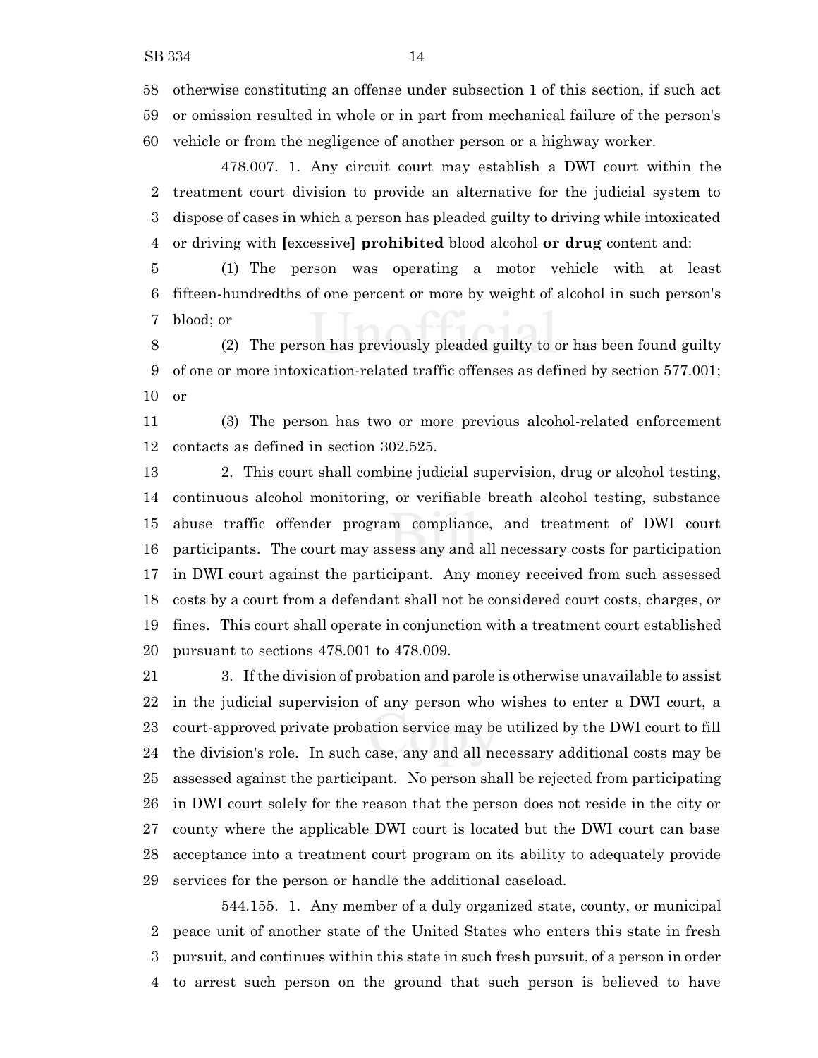otherwise constituting an offense under subsection 1 of this section, if such act or omission resulted in whole or in part from mechanical failure of the person's vehicle or from the negligence of another person or a highway worker.

478.007. 1. Any circuit court may establish a DWI court within the treatment court division to provide an alternative for the judicial system to dispose of cases in which a person has pleaded guilty to driving while intoxicated or driving with **[**excessive**]** **prohibited** blood alcohol **or drug** content and:

(1) The person was operating a motor vehicle with at least fifteen-hundredths of one percent or more by weight of alcohol in such person's blood; or

(2) The person has previously pleaded guilty to or has been found guilty of one or more intoxication-related traffic offenses as defined by section 577.001; or

(3) The person has two or more previous alcohol-related enforcement contacts as defined in section 302.525.

2. This court shall combine judicial supervision, drug or alcohol testing, continuous alcohol monitoring, or verifiable breath alcohol testing, substance abuse traffic offender program compliance, and treatment of DWI court participants. The court may assess any and all necessary costs for participation in DWI court against the participant. Any money received from such assessed costs by a court from a defendant shall not be considered court costs, charges, or fines. This court shall operate in conjunction with a treatment court established pursuant to sections 478.001 to 478.009.

3. If the division of probation and parole is otherwise unavailable to assist in the judicial supervision of any person who wishes to enter a DWI court, a court-approved private probation service may be utilized by the DWI court to fill the division's role. In such case, any and all necessary additional costs may be assessed against the participant. No person shall be rejected from participating in DWI court solely for the reason that the person does not reside in the city or county where the applicable DWI court is located but the DWI court can base acceptance into a treatment court program on its ability to adequately provide services for the person or handle the additional caseload.

544.155. 1. Any member of a duly organized state, county, or municipal peace unit of another state of the United States who enters this state in fresh pursuit, and continues within this state in such fresh pursuit, of a person in order to arrest such person on the ground that such person is believed to have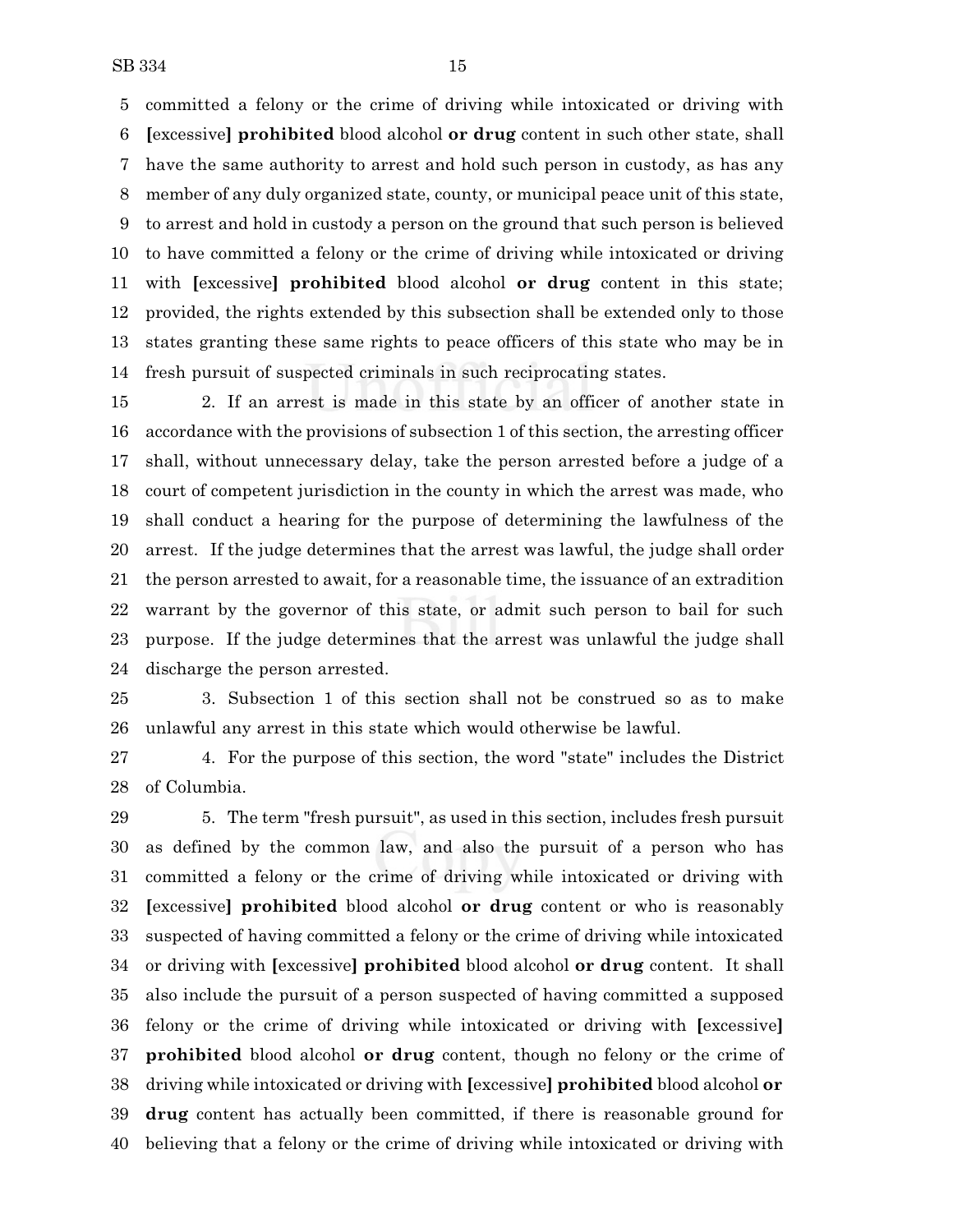committed a felony or the crime of driving while intoxicated or driving with [excessive] **prohibited** blood alcohol **or drug** content in such other state, shall have the same authority to arrest and hold such person in custody, as has any member of any duly organized state, county, or municipal peace unit of this state, to arrest and hold in custody a person on the ground that such person is believed to have committed a felony or the crime of driving while intoxicated or driving with [excessive] **prohibited** blood alcohol **or drug** content in this state; provided, the rights extended by this subsection shall be extended only to those states granting these same rights to peace officers of this state who may be in fresh pursuit of suspected criminals in such reciprocating states.

2. If an arrest is made in this state by an officer of another state in accordance with the provisions of subsection 1 of this section, the arresting officer shall, without unnecessary delay, take the person arrested before a judge of a court of competent jurisdiction in the county in which the arrest was made, who shall conduct a hearing for the purpose of determining the lawfulness of the arrest. If the judge determines that the arrest was lawful, the judge shall order the person arrested to await, for a reasonable time, the issuance of an extradition warrant by the governor of this state, or admit such person to bail for such purpose. If the judge determines that the arrest was unlawful the judge shall discharge the person arrested.

3. Subsection 1 of this section shall not be construed so as to make unlawful any arrest in this state which would otherwise be lawful.

4. For the purpose of this section, the word "state" includes the District of Columbia.

5. The term "fresh pursuit", as used in this section, includes fresh pursuit as defined by the common law, and also the pursuit of a person who has committed a felony or the crime of driving while intoxicated or driving with [excessive] **prohibited** blood alcohol **or drug** content or who is reasonably suspected of having committed a felony or the crime of driving while intoxicated or driving with [excessive] **prohibited** blood alcohol **or drug** content. It shall also include the pursuit of a person suspected of having committed a supposed felony or the crime of driving while intoxicated or driving with [excessive] **prohibited** blood alcohol **or drug** content, though no felony or the crime of driving while intoxicated or driving with [excessive] **prohibited** blood alcohol **or drug** content has actually been committed, if there is reasonable ground for believing that a felony or the crime of driving while intoxicated or driving with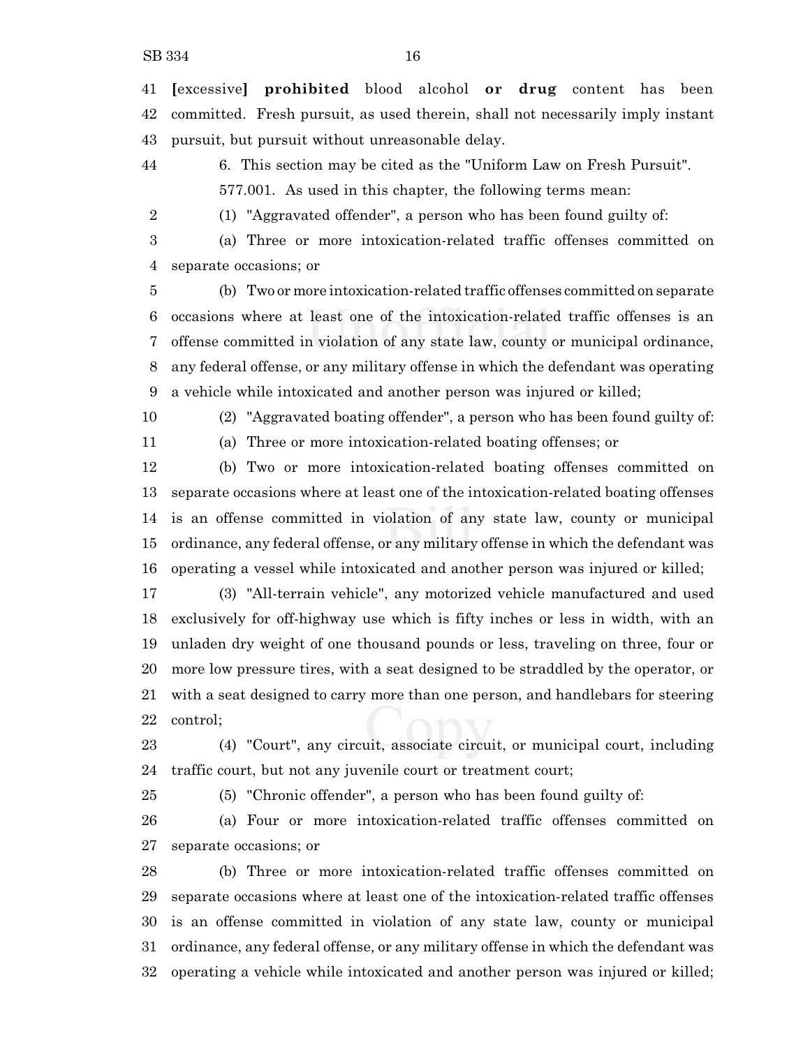**[**excessive**] prohibited** blood alcohol **or drug** content has been committed. Fresh pursuit, as used therein, shall not necessarily imply instant pursuit, but pursuit without unreasonable delay.

6. This section may be cited as the "Uniform Law on Fresh Pursuit".

577.001. As used in this chapter, the following terms mean:

(1) "Aggravated offender", a person who has been found guilty of:

(a) Three or more intoxication-related traffic offenses committed on separate occasions; or

(b) Two or more intoxication-related traffic offenses committed on separate occasions where at least one of the intoxication-related traffic offenses is an offense committed in violation of any state law, county or municipal ordinance, any federal offense, or any military offense in which the defendant was operating a vehicle while intoxicated and another person was injured or killed;

(2) "Aggravated boating offender", a person who has been found guilty of:

(a) Three or more intoxication-related boating offenses; or

(b) Two or more intoxication-related boating offenses committed on separate occasions where at least one of the intoxication-related boating offenses is an offense committed in violation of any state law, county or municipal ordinance, any federal offense, or any military offense in which the defendant was operating a vessel while intoxicated and another person was injured or killed;

(3) "All-terrain vehicle", any motorized vehicle manufactured and used exclusively for off-highway use which is fifty inches or less in width, with an unladen dry weight of one thousand pounds or less, traveling on three, four or more low pressure tires, with a seat designed to be straddled by the operator, or with a seat designed to carry more than one person, and handlebars for steering control;

(4) "Court", any circuit, associate circuit, or municipal court, including traffic court, but not any juvenile court or treatment court;

(5) "Chronic offender", a person who has been found guilty of:

(a) Four or more intoxication-related traffic offenses committed on separate occasions; or

(b) Three or more intoxication-related traffic offenses committed on separate occasions where at least one of the intoxication-related traffic offenses is an offense committed in violation of any state law, county or municipal ordinance, any federal offense, or any military offense in which the defendant was operating a vehicle while intoxicated and another person was injured or killed;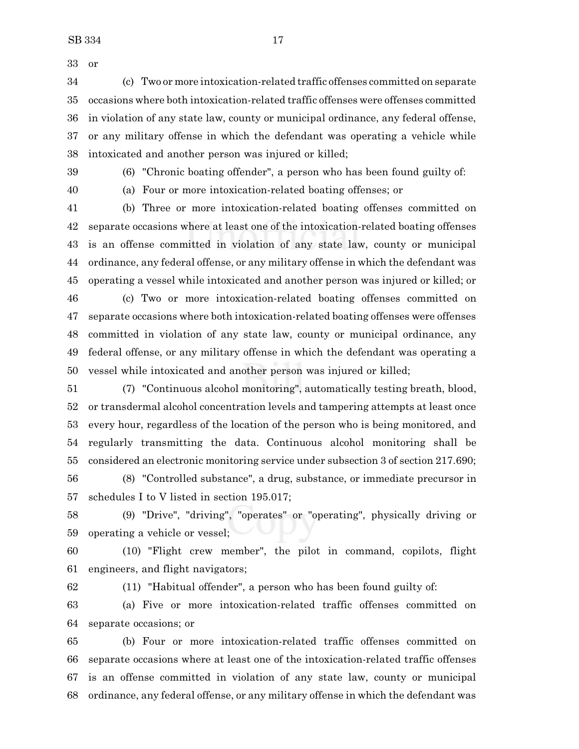or

(c) Two or more intoxication-related traffic offenses committed on separate occasions where both intoxication-related traffic offenses were offenses committed in violation of any state law, county or municipal ordinance, any federal offense, or any military offense in which the defendant was operating a vehicle while intoxicated and another person was injured or killed;

(6) "Chronic boating offender", a person who has been found guilty of:

(a) Four or more intoxication-related boating offenses; or

(b) Three or more intoxication-related boating offenses committed on separate occasions where at least one of the intoxication-related boating offenses is an offense committed in violation of any state law, county or municipal ordinance, any federal offense, or any military offense in which the defendant was operating a vessel while intoxicated and another person was injured or killed; or

(c) Two or more intoxication-related boating offenses committed on separate occasions where both intoxication-related boating offenses were offenses committed in violation of any state law, county or municipal ordinance, any federal offense, or any military offense in which the defendant was operating a vessel while intoxicated and another person was injured or killed;

(7) "Continuous alcohol monitoring", automatically testing breath, blood, or transdermal alcohol concentration levels and tampering attempts at least once every hour, regardless of the location of the person who is being monitored, and regularly transmitting the data. Continuous alcohol monitoring shall be considered an electronic monitoring service under subsection 3 of section 217.690;

(8) "Controlled substance", a drug, substance, or immediate precursor in schedules I to V listed in section 195.017;

(9) "Drive", "driving", "operates" or "operating", physically driving or operating a vehicle or vessel;

(10) "Flight crew member", the pilot in command, copilots, flight engineers, and flight navigators;

(11) "Habitual offender", a person who has been found guilty of:

(a) Five or more intoxication-related traffic offenses committed on separate occasions; or

(b) Four or more intoxication-related traffic offenses committed on separate occasions where at least one of the intoxication-related traffic offenses is an offense committed in violation of any state law, county or municipal ordinance, any federal offense, or any military offense in which the defendant was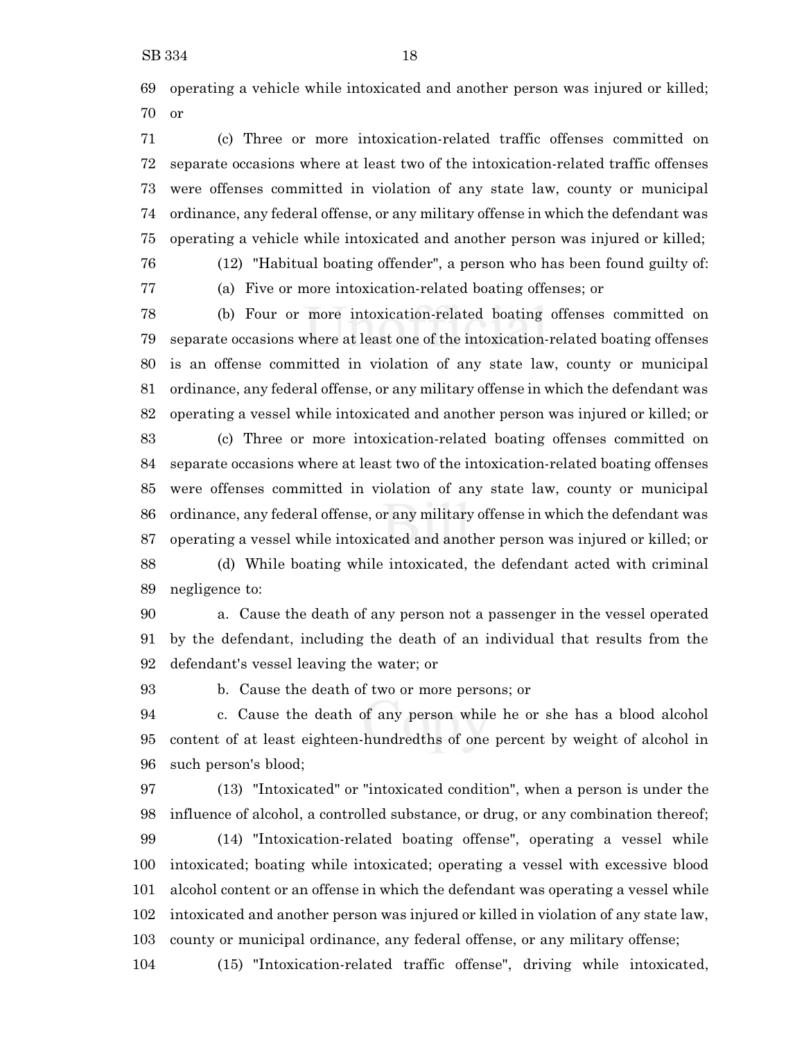operating a vehicle while intoxicated and another person was injured or killed; or

(c) Three or more intoxication-related traffic offenses committed on separate occasions where at least two of the intoxication-related traffic offenses were offenses committed in violation of any state law, county or municipal ordinance, any federal offense, or any military offense in which the defendant was operating a vehicle while intoxicated and another person was injured or killed;

(12) "Habitual boating offender", a person who has been found guilty of:

(a) Five or more intoxication-related boating offenses; or

(b) Four or more intoxication-related boating offenses committed on separate occasions where at least one of the intoxication-related boating offenses is an offense committed in violation of any state law, county or municipal ordinance, any federal offense, or any military offense in which the defendant was operating a vessel while intoxicated and another person was injured or killed; or

(c) Three or more intoxication-related boating offenses committed on separate occasions where at least two of the intoxication-related boating offenses were offenses committed in violation of any state law, county or municipal ordinance, any federal offense, or any military offense in which the defendant was operating a vessel while intoxicated and another person was injured or killed; or

(d) While boating while intoxicated, the defendant acted with criminal negligence to:

a. Cause the death of any person not a passenger in the vessel operated by the defendant, including the death of an individual that results from the defendant's vessel leaving the water; or

b. Cause the death of two or more persons; or

c. Cause the death of any person while he or she has a blood alcohol content of at least eighteen-hundredths of one percent by weight of alcohol in such person's blood;

(13) "Intoxicated" or "intoxicated condition", when a person is under the influence of alcohol, a controlled substance, or drug, or any combination thereof;

(14) "Intoxication-related boating offense", operating a vessel while intoxicated; boating while intoxicated; operating a vessel with excessive blood alcohol content or an offense in which the defendant was operating a vessel while intoxicated and another person was injured or killed in violation of any state law, county or municipal ordinance, any federal offense, or any military offense;

(15) "Intoxication-related traffic offense", driving while intoxicated,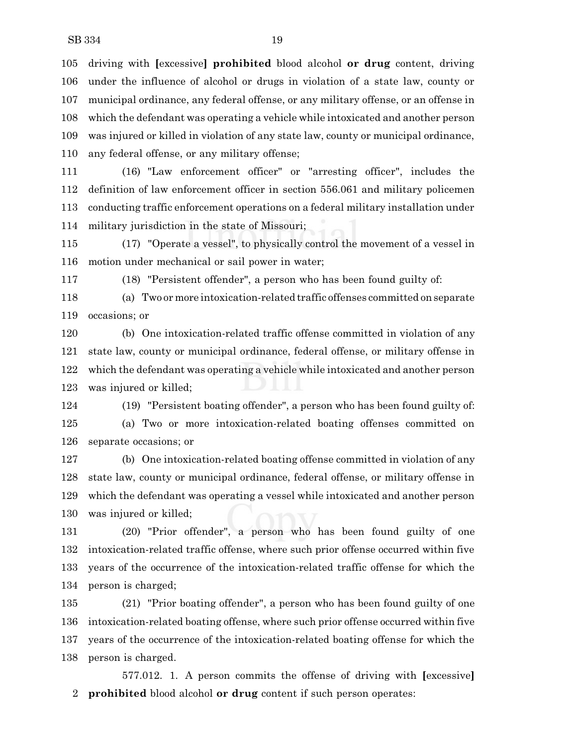driving with [excessive] **prohibited** blood alcohol **or drug** content, driving under the influence of alcohol or drugs in violation of a state law, county or municipal ordinance, any federal offense, or any military offense, or an offense in which the defendant was operating a vehicle while intoxicated and another person was injured or killed in violation of any state law, county or municipal ordinance, any federal offense, or any military offense;

(16) "Law enforcement officer" or "arresting officer", includes the definition of law enforcement officer in section 556.061 and military policemen conducting traffic enforcement operations on a federal military installation under military jurisdiction in the state of Missouri;

(17) "Operate a vessel", to physically control the movement of a vessel in motion under mechanical or sail power in water;

(18) "Persistent offender", a person who has been found guilty of:

(a) Two or more intoxication-related traffic offenses committed on separate occasions; or

(b) One intoxication-related traffic offense committed in violation of any state law, county or municipal ordinance, federal offense, or military offense in which the defendant was operating a vehicle while intoxicated and another person was injured or killed;

(19) "Persistent boating offender", a person who has been found guilty of:

(a) Two or more intoxication-related boating offenses committed on separate occasions; or

(b) One intoxication-related boating offense committed in violation of any state law, county or municipal ordinance, federal offense, or military offense in which the defendant was operating a vessel while intoxicated and another person was injured or killed;

(20) "Prior offender", a person who has been found guilty of one intoxication-related traffic offense, where such prior offense occurred within five years of the occurrence of the intoxication-related traffic offense for which the person is charged;

(21) "Prior boating offender", a person who has been found guilty of one intoxication-related boating offense, where such prior offense occurred within five years of the occurrence of the intoxication-related boating offense for which the person is charged.

577.012. 1. A person commits the offense of driving with [excessive] **prohibited** blood alcohol **or drug** content if such person operates: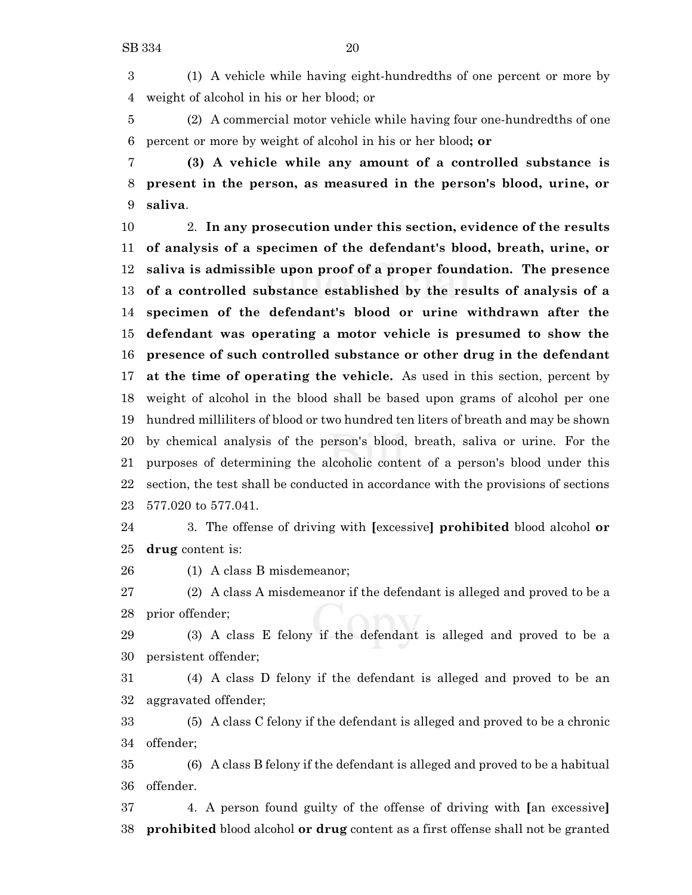(1) A vehicle while having eight-hundredths of one percent or more by weight of alcohol in his or her blood; or

(2) A commercial motor vehicle while having four one-hundredths of one percent or more by weight of alcohol in his or her blood**; or**

**(3) A vehicle while any amount of a controlled substance is present in the person, as measured in the person's blood, urine, or saliva**.

2. **In any prosecution under this section, evidence of the results of analysis of a specimen of the defendant's blood, breath, urine, or saliva is admissible upon proof of a proper foundation. The presence of a controlled substance established by the results of analysis of a specimen of the defendant's blood or urine withdrawn after the defendant was operating a motor vehicle is presumed to show the presence of such controlled substance or other drug in the defendant at the time of operating the vehicle.** As used in this section, percent by weight of alcohol in the blood shall be based upon grams of alcohol per one hundred milliliters of blood or two hundred ten liters of breath and may be shown by chemical analysis of the person's blood, breath, saliva or urine. For the purposes of determining the alcoholic content of a person's blood under this section, the test shall be conducted in accordance with the provisions of sections 577.020 to 577.041.

3. The offense of driving with **[**excessive**] prohibited** blood alcohol **or drug** content is:

(1) A class B misdemeanor;

(2) A class A misdemeanor if the defendant is alleged and proved to be a prior offender;

(3) A class E felony if the defendant is alleged and proved to be a persistent offender;

(4) A class D felony if the defendant is alleged and proved to be an aggravated offender;

(5) A class C felony if the defendant is alleged and proved to be a chronic offender;

(6) A class B felony if the defendant is alleged and proved to be a habitual offender.

4. A person found guilty of the offense of driving with **[**an excessive**] prohibited** blood alcohol **or drug** content as a first offense shall not be granted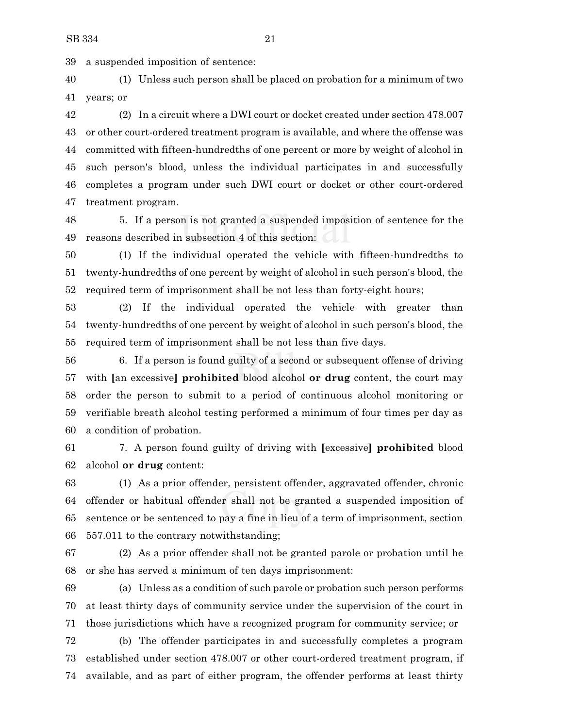a suspended imposition of sentence:

(1) Unless such person shall be placed on probation for a minimum of two years; or

(2) In a circuit where a DWI court or docket created under section 478.007 or other court-ordered treatment program is available, and where the offense was committed with fifteen-hundredths of one percent or more by weight of alcohol in such person's blood, unless the individual participates in and successfully completes a program under such DWI court or docket or other court-ordered treatment program.

5. If a person is not granted a suspended imposition of sentence for the reasons described in subsection 4 of this section:

(1) If the individual operated the vehicle with fifteen-hundredths to twenty-hundredths of one percent by weight of alcohol in such person's blood, the required term of imprisonment shall be not less than forty-eight hours;

(2) If the individual operated the vehicle with greater than twenty-hundredths of one percent by weight of alcohol in such person's blood, the required term of imprisonment shall be not less than five days.

6. If a person is found guilty of a second or subsequent offense of driving with **[**an excessive**]** **prohibited** blood alcohol **or drug** content, the court may order the person to submit to a period of continuous alcohol monitoring or verifiable breath alcohol testing performed a minimum of four times per day as a condition of probation.

7. A person found guilty of driving with **[**excessive**]** **prohibited** blood alcohol **or drug** content:

(1) As a prior offender, persistent offender, aggravated offender, chronic offender or habitual offender shall not be granted a suspended imposition of sentence or be sentenced to pay a fine in lieu of a term of imprisonment, section 557.011 to the contrary notwithstanding;

(2) As a prior offender shall not be granted parole or probation until he or she has served a minimum of ten days imprisonment:

(a) Unless as a condition of such parole or probation such person performs at least thirty days of community service under the supervision of the court in those jurisdictions which have a recognized program for community service; or

(b) The offender participates in and successfully completes a program established under section 478.007 or other court-ordered treatment program, if available, and as part of either program, the offender performs at least thirty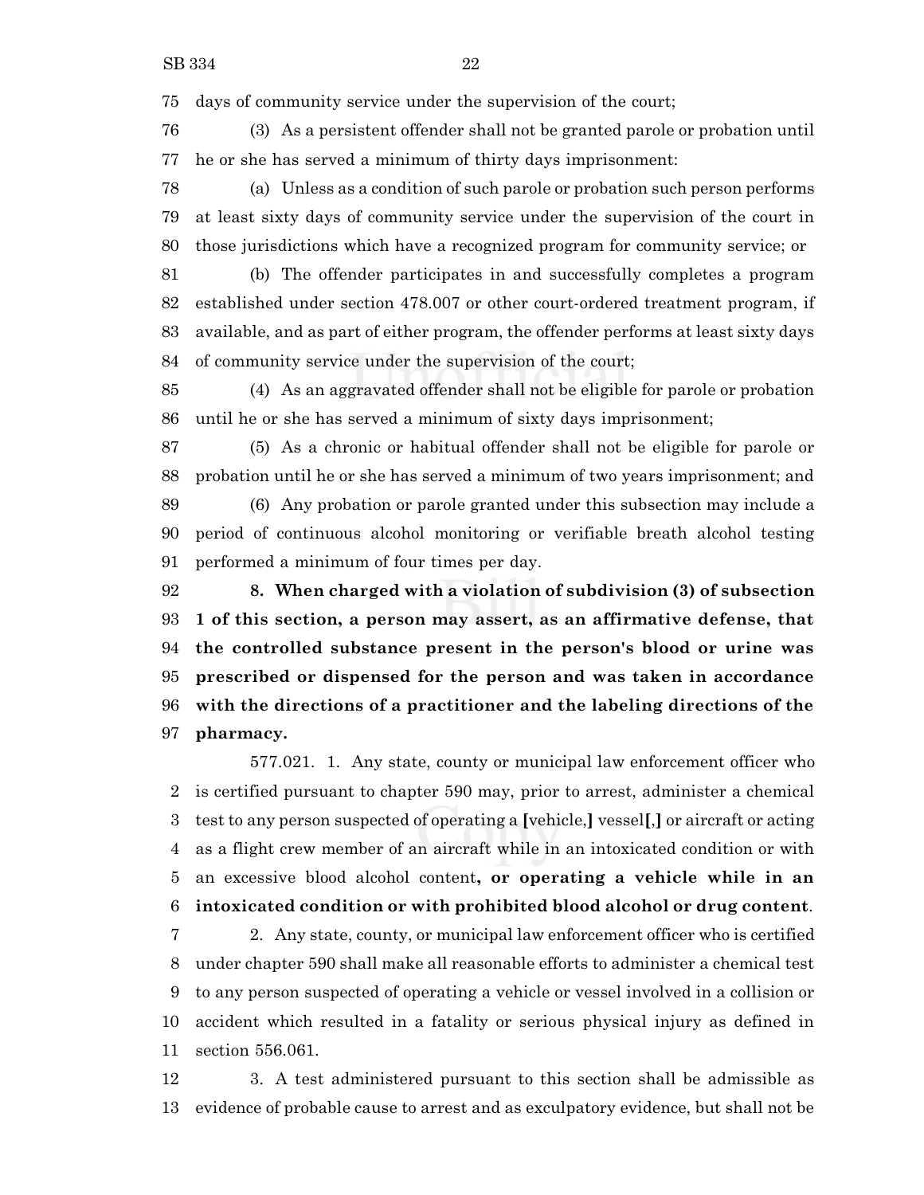days of community service under the supervision of the court;

(3) As a persistent offender shall not be granted parole or probation until he or she has served a minimum of thirty days imprisonment:

(a) Unless as a condition of such parole or probation such person performs at least sixty days of community service under the supervision of the court in those jurisdictions which have a recognized program for community service; or

(b) The offender participates in and successfully completes a program established under section 478.007 or other court-ordered treatment program, if available, and as part of either program, the offender performs at least sixty days of community service under the supervision of the court;

(4) As an aggravated offender shall not be eligible for parole or probation until he or she has served a minimum of sixty days imprisonment;

(5) As a chronic or habitual offender shall not be eligible for parole or probation until he or she has served a minimum of two years imprisonment; and

(6) Any probation or parole granted under this subsection may include a period of continuous alcohol monitoring or verifiable breath alcohol testing performed a minimum of four times per day.

**8. When charged with a violation of subdivision (3) of subsection 1 of this section, a person may assert, as an affirmative defense, that the controlled substance present in the person's blood or urine was prescribed or dispensed for the person and was taken in accordance with the directions of a practitioner and the labeling directions of the pharmacy.**

577.021. 1. Any state, county or municipal law enforcement officer who is certified pursuant to chapter 590 may, prior to arrest, administer a chemical test to any person suspected of operating a [vehicle,] vessel[,] or aircraft or acting as a flight crew member of an aircraft while in an intoxicated condition or with an excessive blood alcohol content**, or operating a vehicle while in an intoxicated condition or with prohibited blood alcohol or drug content**.

2. Any state, county, or municipal law enforcement officer who is certified under chapter 590 shall make all reasonable efforts to administer a chemical test to any person suspected of operating a vehicle or vessel involved in a collision or accident which resulted in a fatality or serious physical injury as defined in section 556.061.

3. A test administered pursuant to this section shall be admissible as evidence of probable cause to arrest and as exculpatory evidence, but shall not be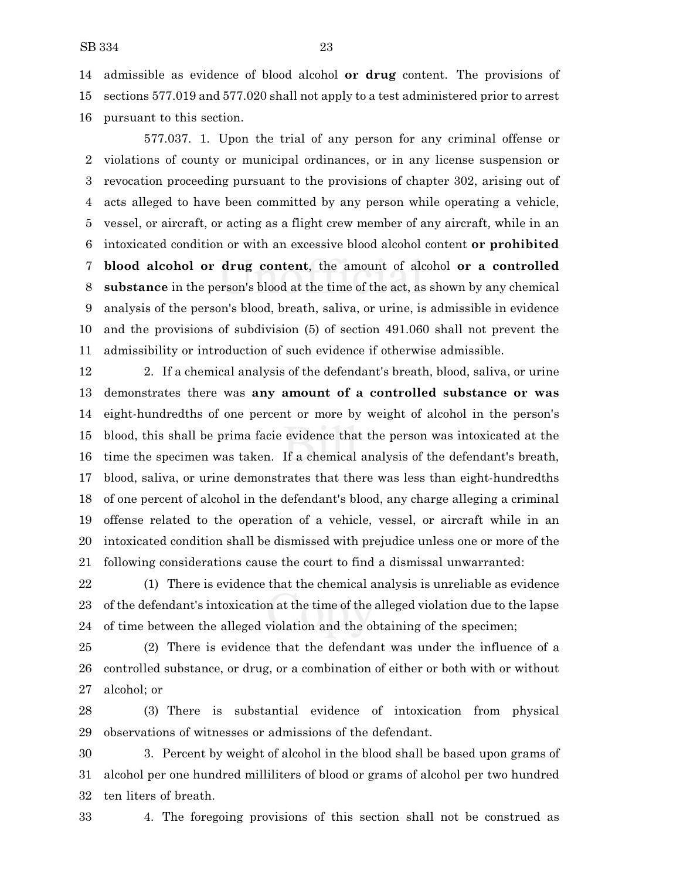admissible as evidence of blood alcohol **or drug** content. The provisions of sections 577.019 and 577.020 shall not apply to a test administered prior to arrest pursuant to this section.

577.037. 1. Upon the trial of any person for any criminal offense or violations of county or municipal ordinances, or in any license suspension or revocation proceeding pursuant to the provisions of chapter 302, arising out of acts alleged to have been committed by any person while operating a vehicle, vessel, or aircraft, or acting as a flight crew member of any aircraft, while in an intoxicated condition or with an excessive blood alcohol content **or prohibited blood alcohol or drug content**, the amount of alcohol **or a controlled substance** in the person's blood at the time of the act, as shown by any chemical analysis of the person's blood, breath, saliva, or urine, is admissible in evidence and the provisions of subdivision (5) of section 491.060 shall not prevent the admissibility or introduction of such evidence if otherwise admissible.

2. If a chemical analysis of the defendant's breath, blood, saliva, or urine demonstrates there was **any amount of a controlled substance or was** eight-hundredths of one percent or more by weight of alcohol in the person's blood, this shall be prima facie evidence that the person was intoxicated at the time the specimen was taken. If a chemical analysis of the defendant's breath, blood, saliva, or urine demonstrates that there was less than eight-hundredths of one percent of alcohol in the defendant's blood, any charge alleging a criminal offense related to the operation of a vehicle, vessel, or aircraft while in an intoxicated condition shall be dismissed with prejudice unless one or more of the following considerations cause the court to find a dismissal unwarranted:

(1) There is evidence that the chemical analysis is unreliable as evidence of the defendant's intoxication at the time of the alleged violation due to the lapse of time between the alleged violation and the obtaining of the specimen;

(2) There is evidence that the defendant was under the influence of a controlled substance, or drug, or a combination of either or both with or without alcohol; or

(3) There is substantial evidence of intoxication from physical observations of witnesses or admissions of the defendant.

3. Percent by weight of alcohol in the blood shall be based upon grams of alcohol per one hundred milliliters of blood or grams of alcohol per two hundred ten liters of breath.

4. The foregoing provisions of this section shall not be construed as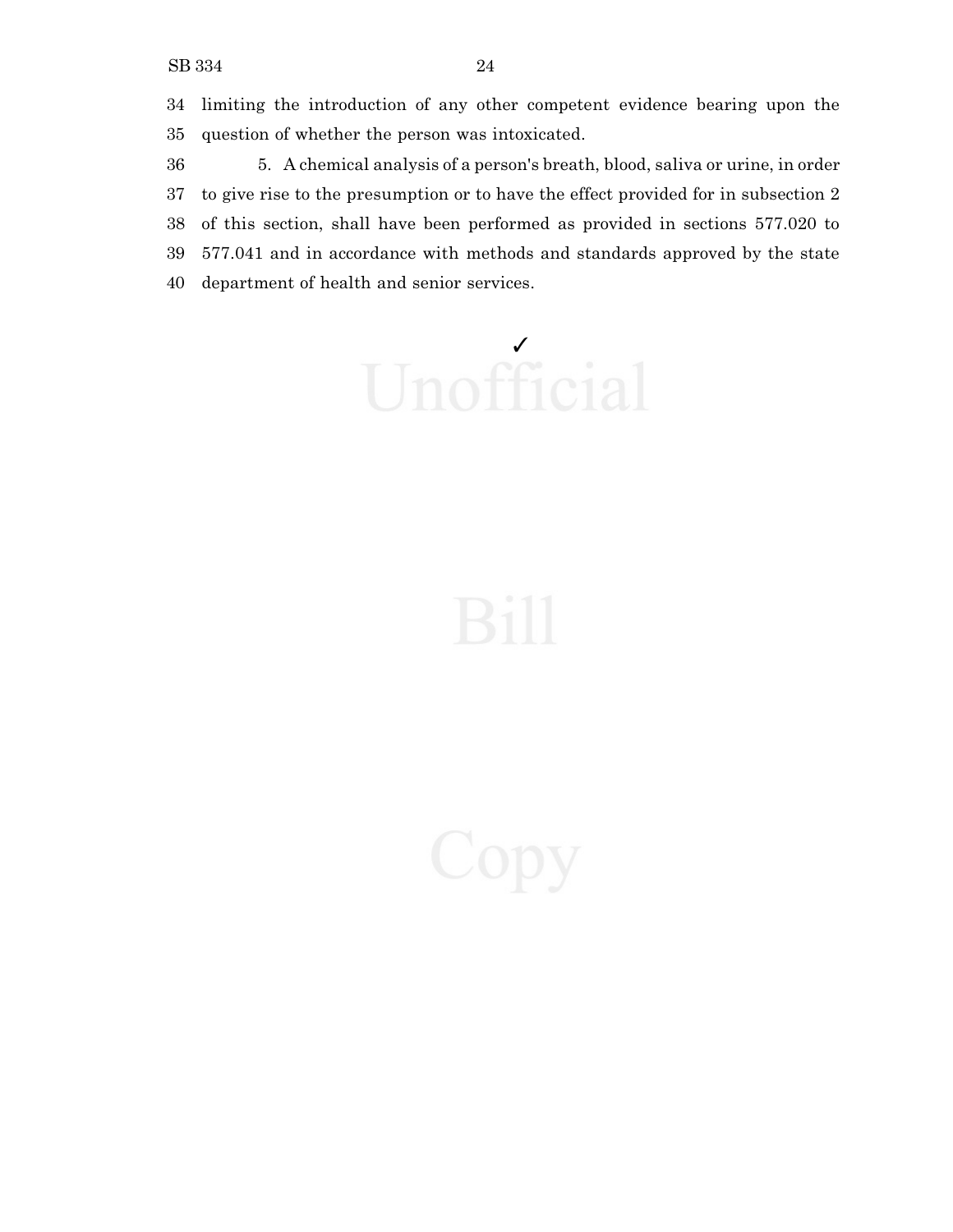limiting the introduction of any other competent evidence bearing upon the question of whether the person was intoxicated.

5. A chemical analysis of a person's breath, blood, saliva or urine, in order to give rise to the presumption or to have the effect provided for in subsection 2 of this section, shall have been performed as provided in sections 577.020 to 577.041 and in accordance with methods and standards approved by the state department of health and senior services.

✓